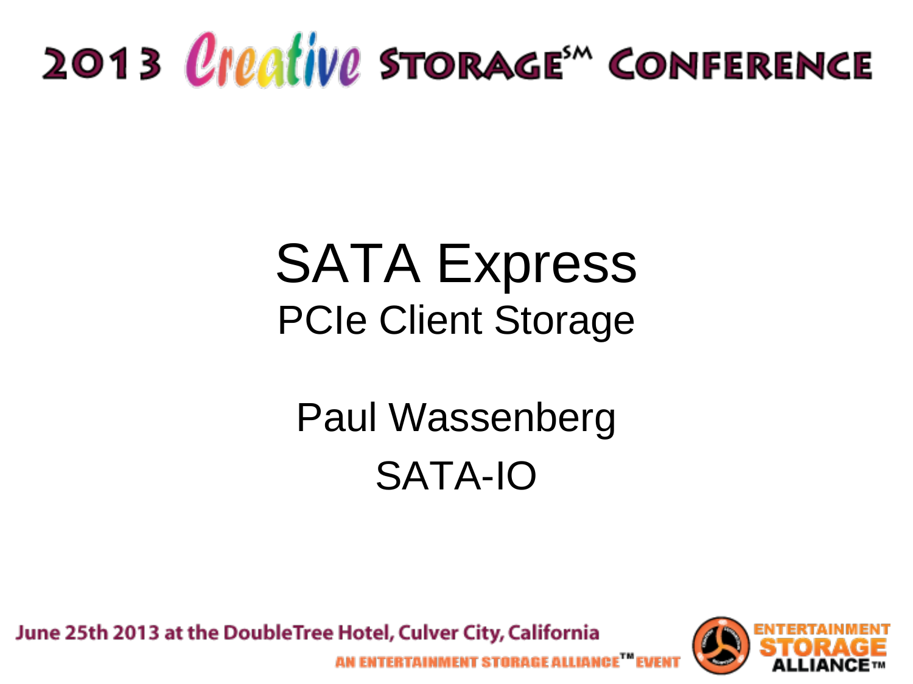# SATA Express

## PCIe Client Storage

Paul Wassenberg

SATA-IO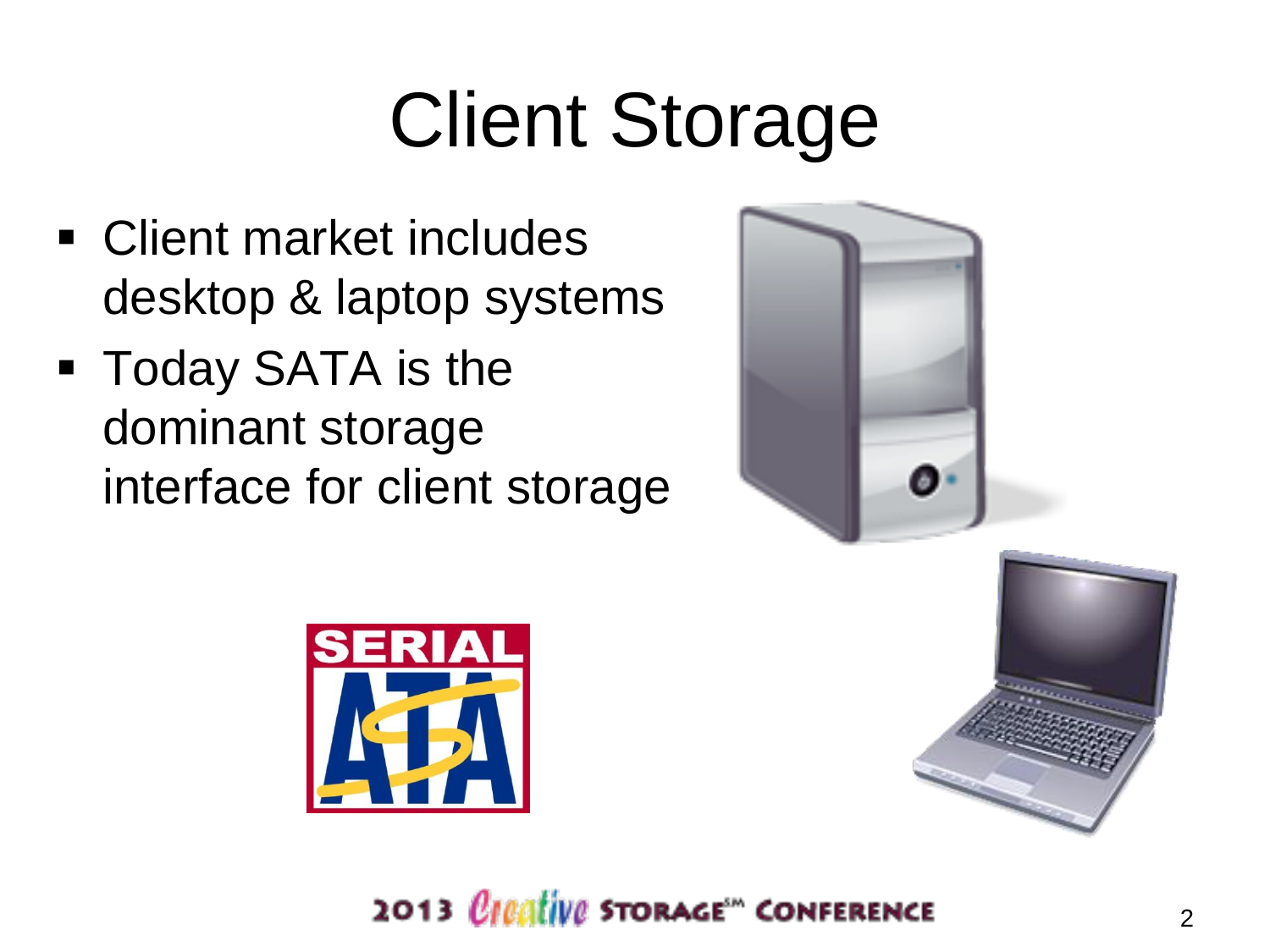# Client Storage

- Client market includes desktop & laptop systems
- Today SATA is the dominant storage interface for client storage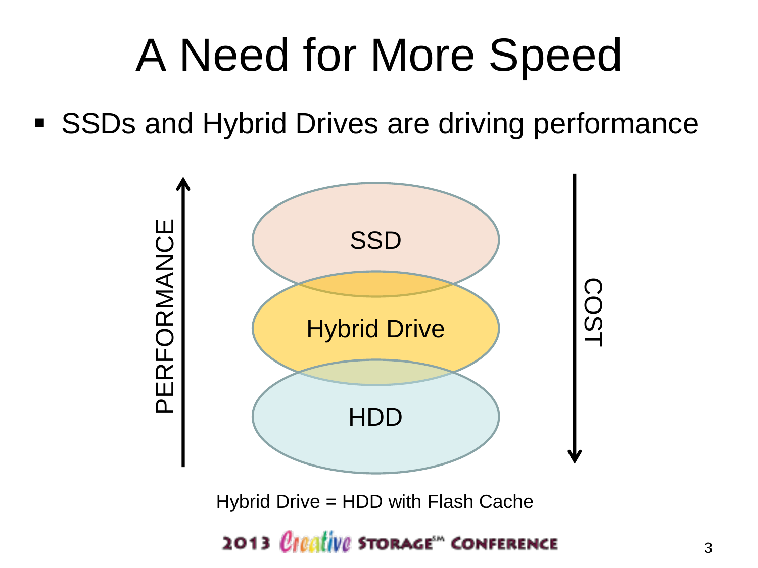# A Need for More Speed

- SSDs and Hybrid Drives are driving performance

PERFORMANCE

SSD

Hybrid Drive

HDD

COST

Hybrid Drive = HDD with Flash Cache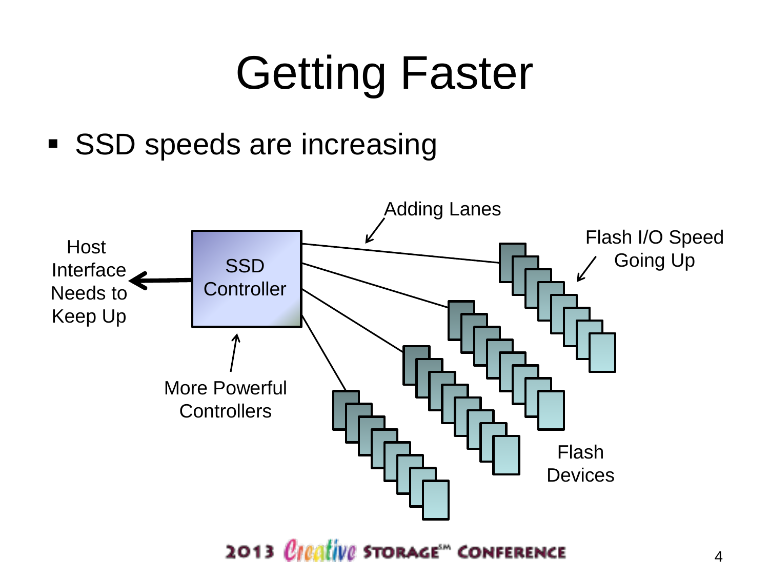# Getting Faster

- SSD speeds are increasing

Host Interface Needs to Keep Up

SSD Controller

Adding Lanes

Flash I/O Speed Going Up

More Powerful Controllers

Flash Devices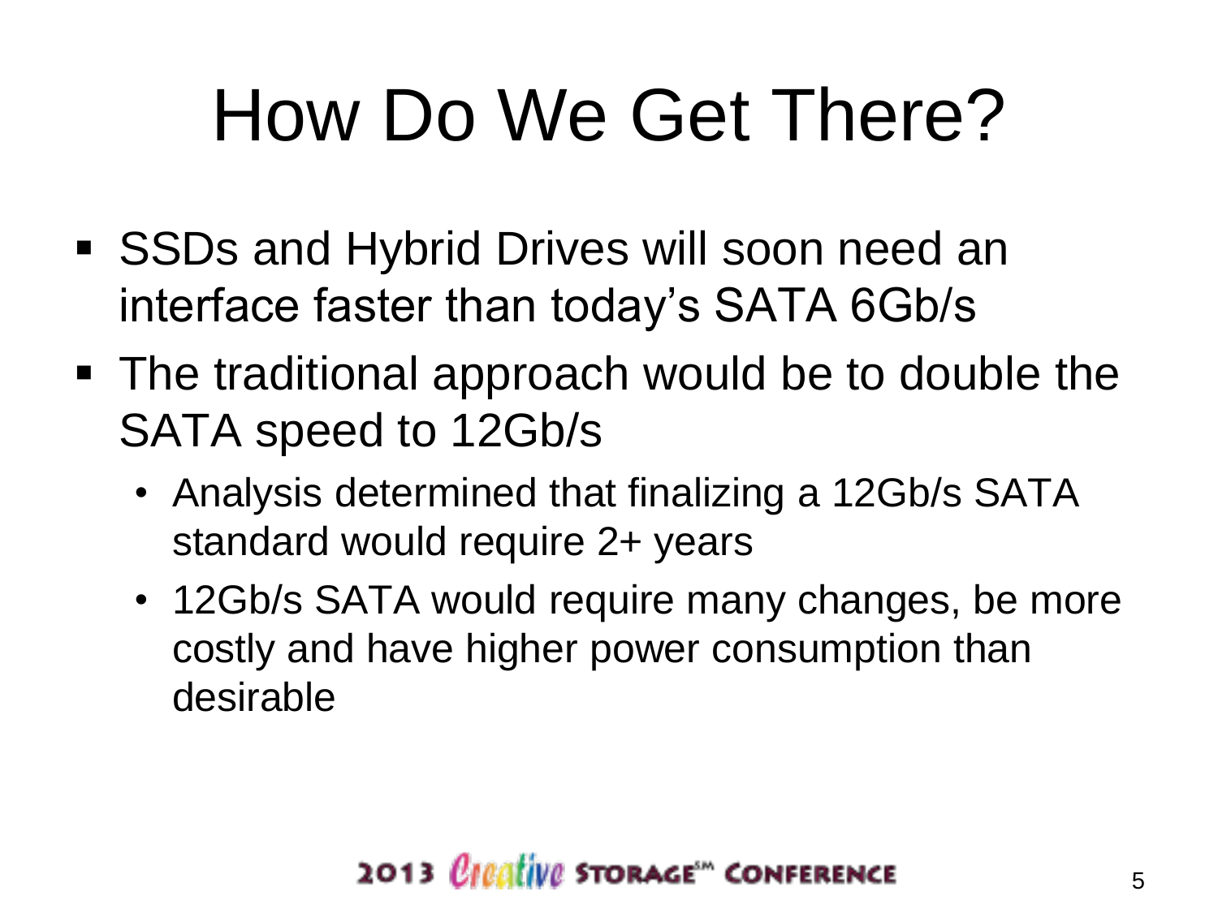# How Do We Get There?

- SSDs and Hybrid Drives will soon need an interface faster than today's SATA 6Gb/s
- The traditional approach would be to double the SATA speed to 12Gb/s
  - Analysis determined that finalizing a 12Gb/s SATA standard would require 2+ years
  - 12Gb/s SATA would require many changes, be more costly and have higher power consumption than desirable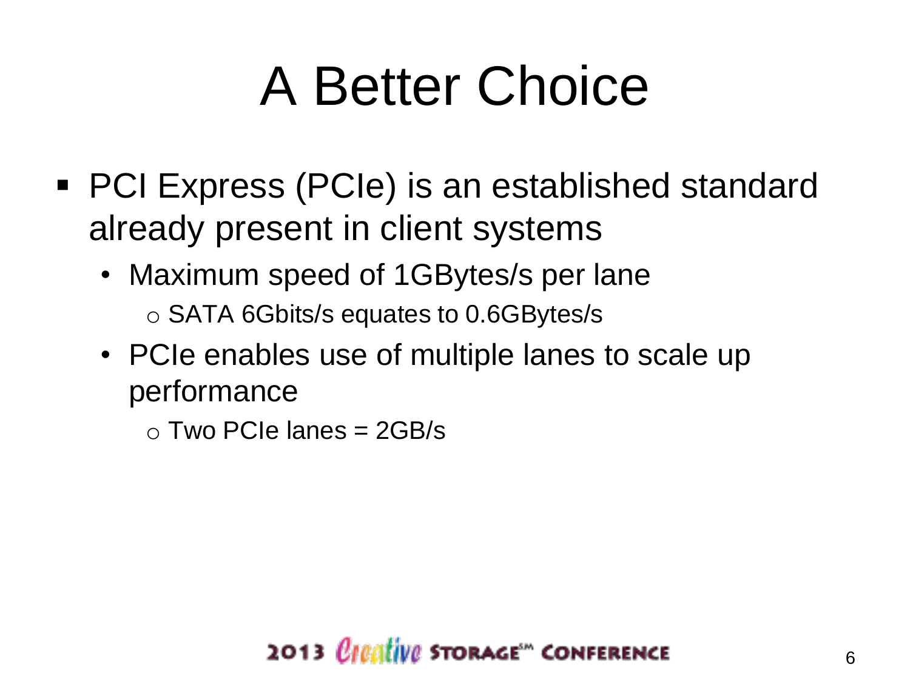# A Better Choice

- PCI Express (PCIe) is an established standard already present in client systems
  - Maximum speed of 1GBytes/s per lane
    - SATA 6Gbits/s equates to 0.6GBytes/s
  - PCIe enables use of multiple lanes to scale up performance
    - Two PCIe lanes = 2GB/s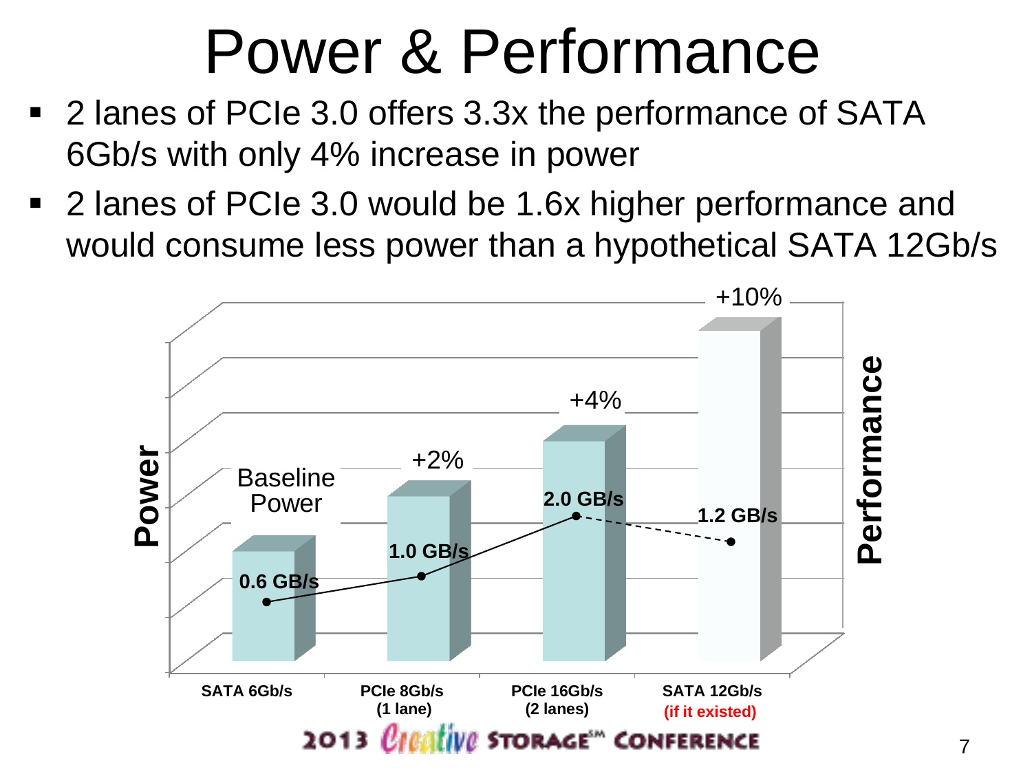# Power & Performance

- 2 lanes of PCIe 3.0 offers 3.3x the performance of SATA 6Gb/s with only 4% increase in power
- 2 lanes of PCIe 3.0 would be 1.6x higher performance and would consume less power than a hypothetical SATA 12Gb/s

| | SATA 6Gb/s | PCIe 8Gb/s (1 lane) | PCIe 16Gb/s (2 lanes) | SATA 12Gb/s (if it existed) |
|---|---|---|---|---|
| Power | Baseline Power | +2% | +4% | +10% |
| Performance | 0.6 GB/s | 1.0 GB/s | 2.0 GB/s | 1.2 GB/s |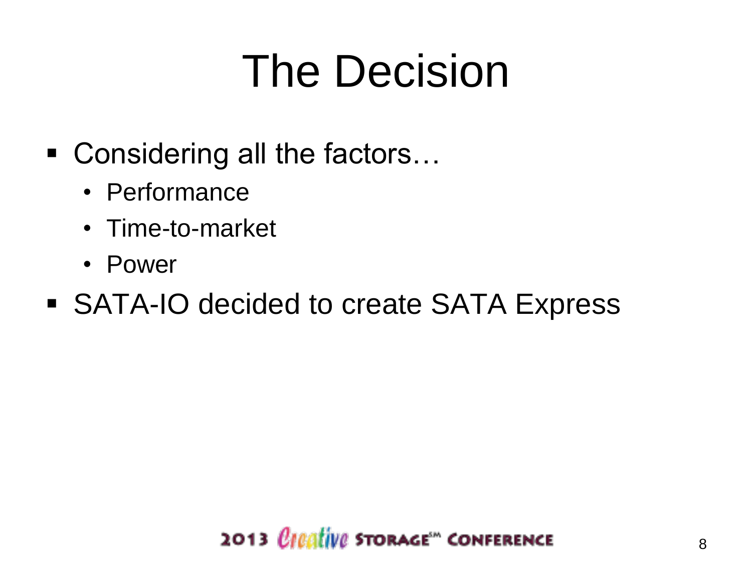# The Decision

- Considering all the factors…
  - Performance
  - Time-to-market
  - Power
- SATA-IO decided to create SATA Express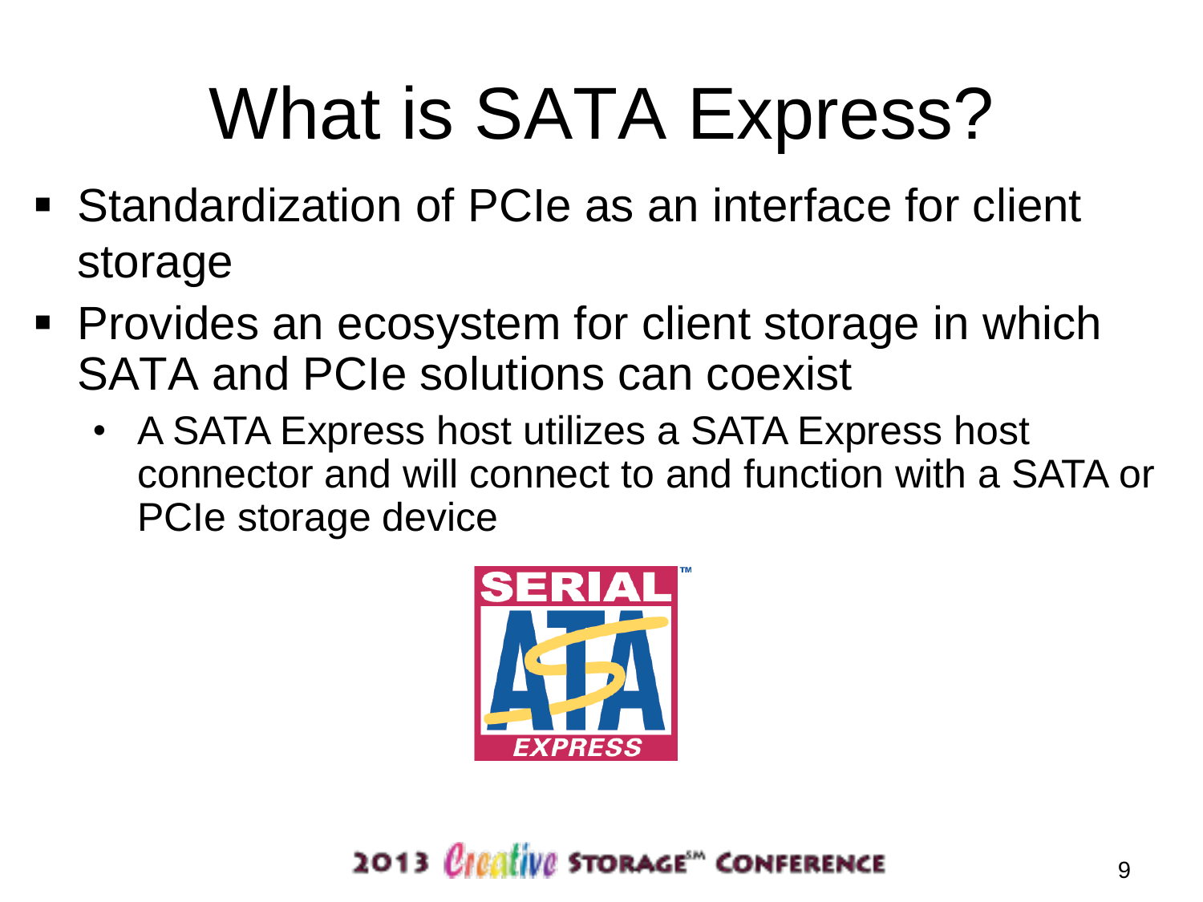# What is SATA Express?

- Standardization of PCIe as an interface for client storage
- Provides an ecosystem for client storage in which SATA and PCIe solutions can coexist
  - A SATA Express host utilizes a SATA Express host connector and will connect to and function with a SATA or PCIe storage device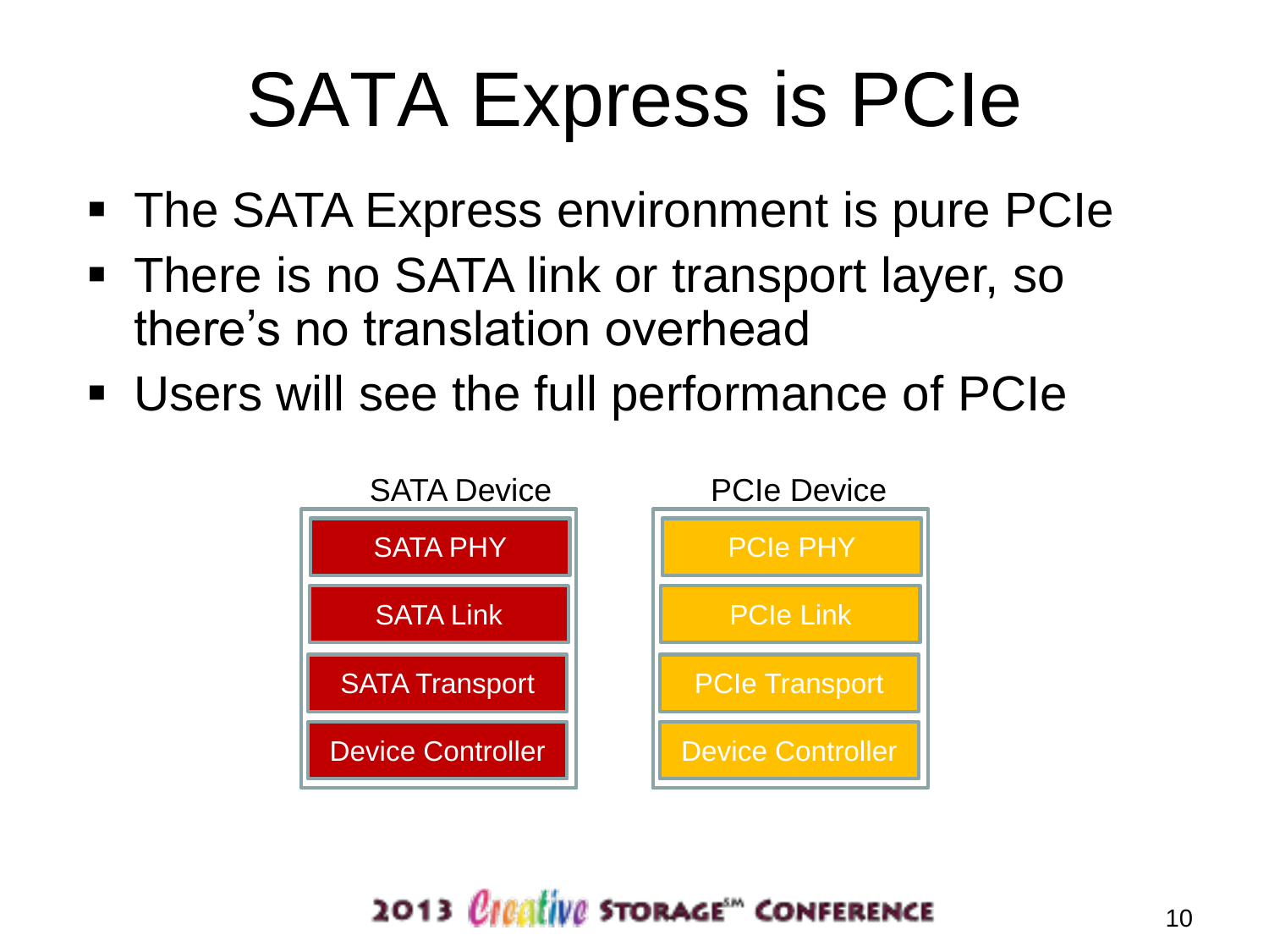# SATA Express is PCIe

- The SATA Express environment is pure PCIe
- There is no SATA link or transport layer, so there's no translation overhead
- Users will see the full performance of PCIe

| SATA Device | PCIe Device |
| --- | --- |
| SATA PHY | PCIe PHY |
| SATA Link | PCIe Link |
| SATA Transport | PCIe Transport |
| Device Controller | Device Controller |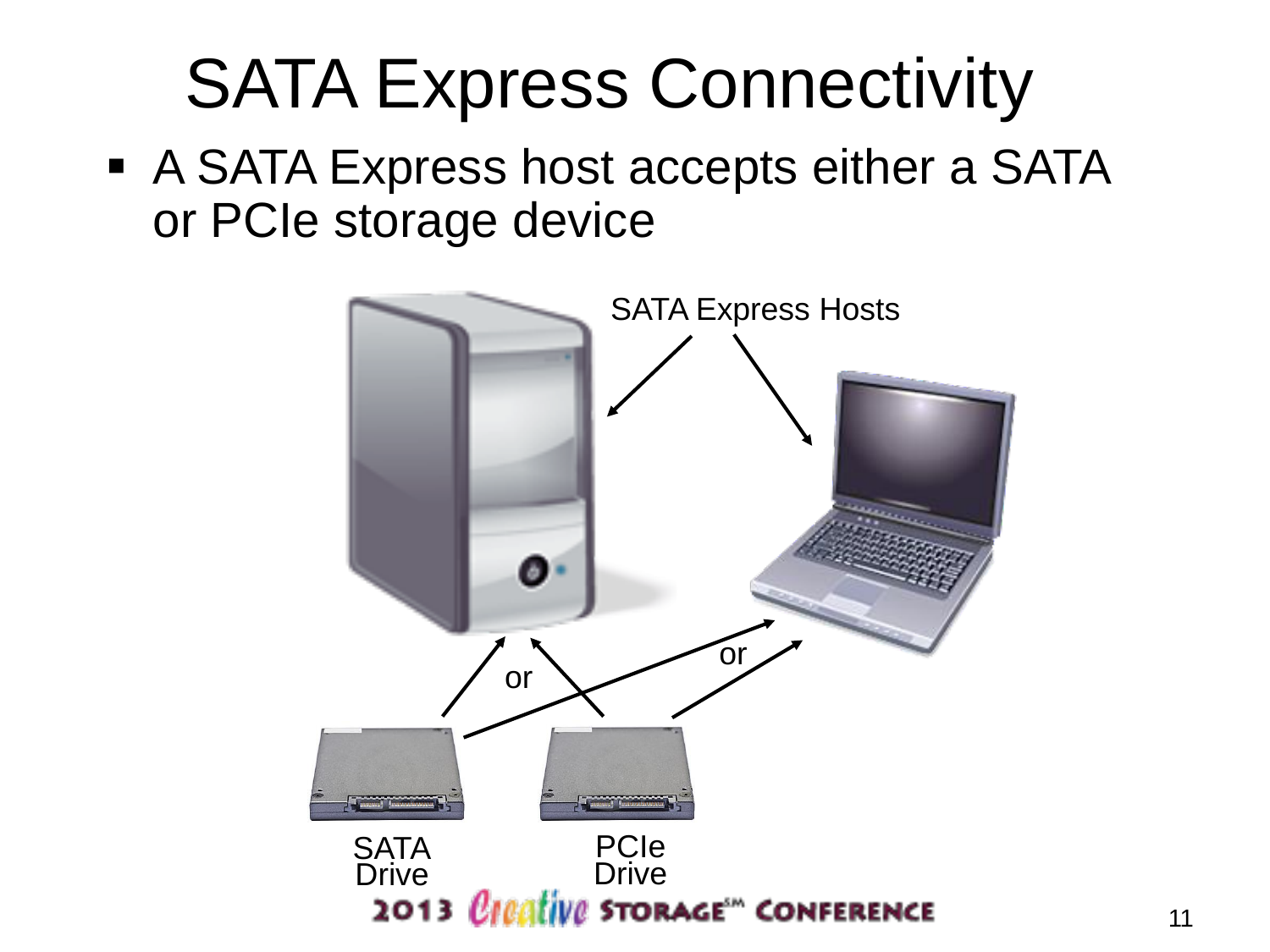# SATA Express Connectivity

- A SATA Express host accepts either a SATA or PCIe storage device

SATA Express Hosts

or

or

SATA Drive

PCIe Drive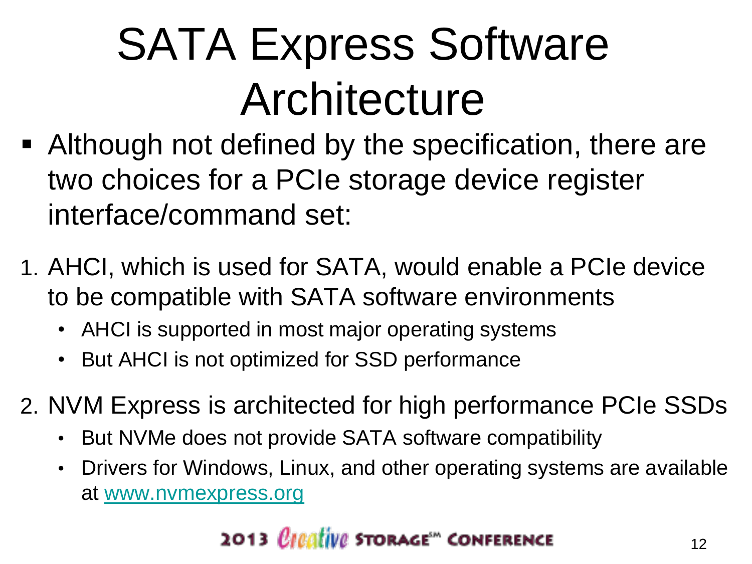# SATA Express Software Architecture

- Although not defined by the specification, there are two choices for a PCIe storage device register interface/command set:

1. AHCI, which is used for SATA, would enable a PCIe device to be compatible with SATA software environments
   - AHCI is supported in most major operating systems
   - But AHCI is not optimized for SSD performance
2. NVM Express is architected for high performance PCIe SSDs
   - But NVMe does not provide SATA software compatibility
   - Drivers for Windows, Linux, and other operating systems are available at [www.nvmexpress.org](http://www.nvmexpress.org)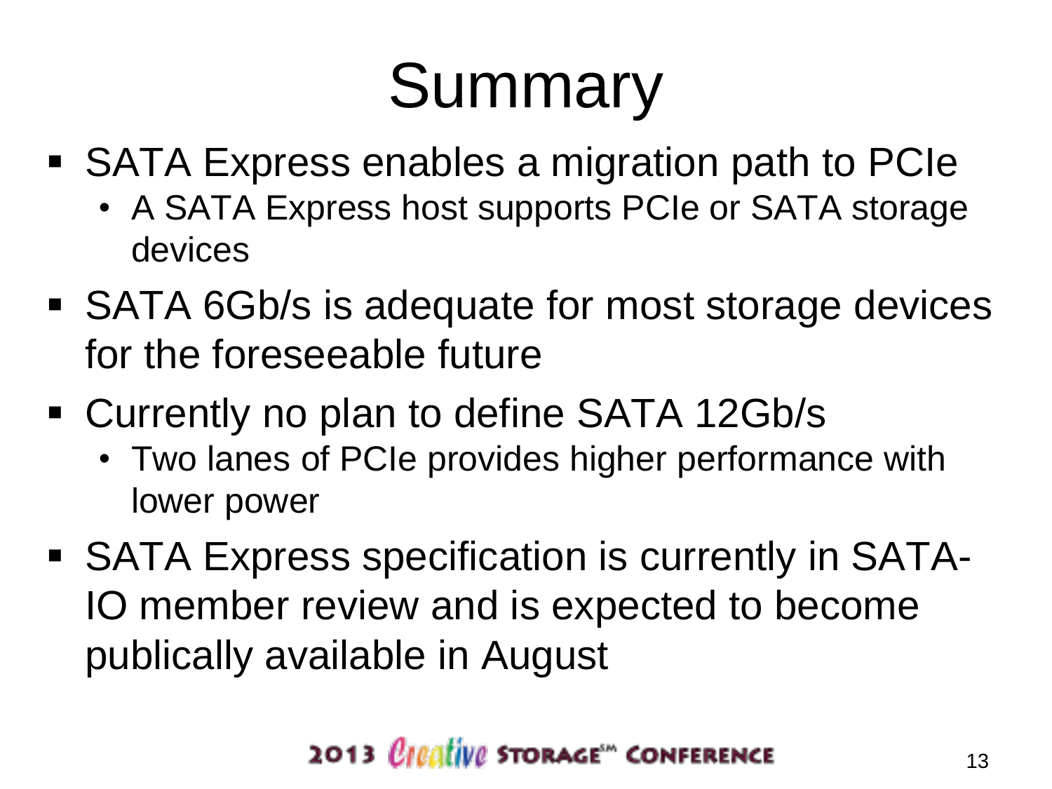# Summary

- SATA Express enables a migration path to PCIe
  - A SATA Express host supports PCIe or SATA storage devices
- SATA 6Gb/s is adequate for most storage devices for the foreseeable future
- Currently no plan to define SATA 12Gb/s
  - Two lanes of PCIe provides higher performance with lower power
- SATA Express specification is currently in SATA-IO member review and is expected to become publically available in August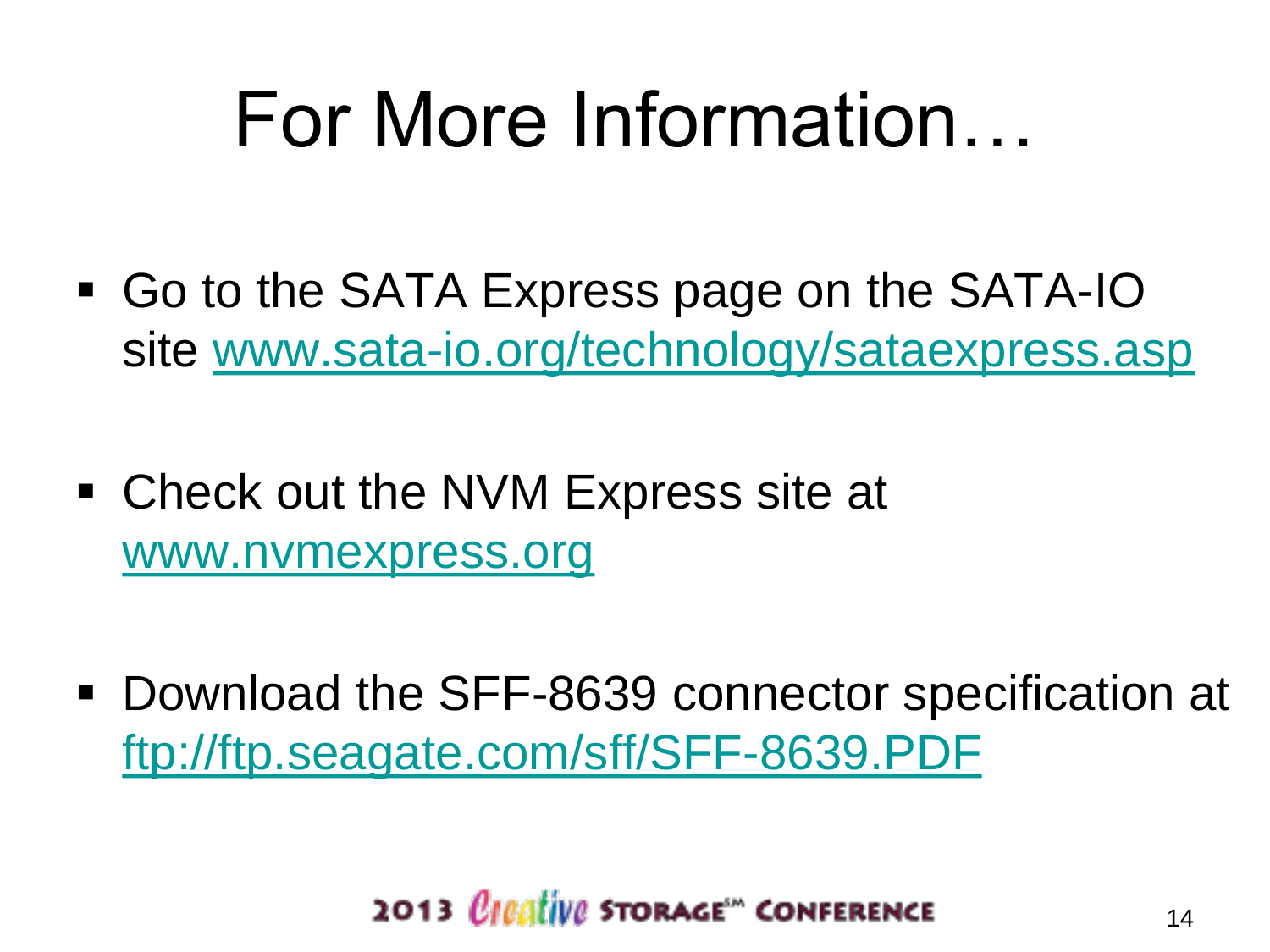# For More Information…

- Go to the SATA Express page on the SATA-IO site [www.sata-io.org/technology/sataexpress.asp](http://www.sata-io.org/technology/sataexpress.asp)
- Check out the NVM Express site at [www.nvmexpress.org](http://www.nvmexpress.org)
- Download the SFF-8639 connector specification at [ftp://ftp.seagate.com/sff/SFF-8639.PDF](ftp://ftp.seagate.com/sff/SFF-8639.PDF)